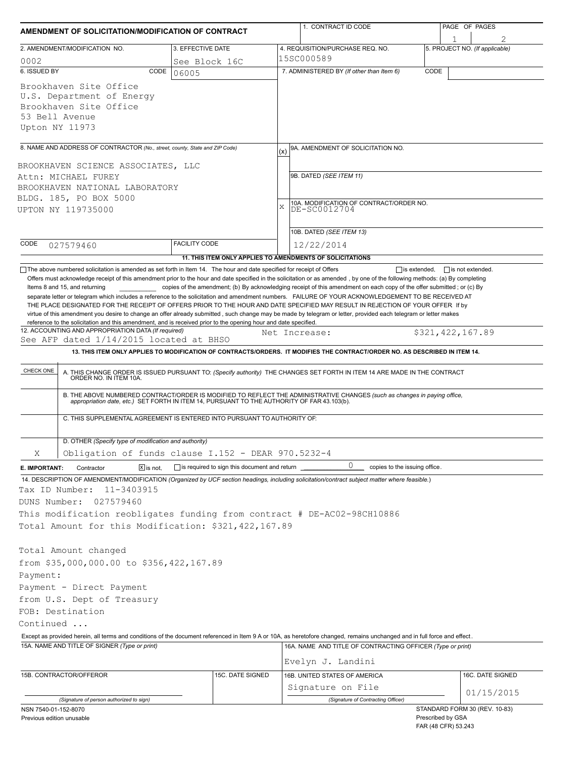# AMENDMENT OF SOLICITATION/MODIFICATION OF CONTRACT

| 1. CONTRACT ID CODE | PAGE OF PAGES |
|---|---|
| | 1 / 2 |

| 2. AMENDMENT/MODIFICATION NO. | 3. EFFECTIVE DATE | 4. REQUISITION/PURCHASE REQ. NO. | 5. PROJECT NO. (If applicable) |
|---|---|---|---|
| 0002 | See Block 16C | 15SC000589 | |

**6. ISSUED BY** CODE 06005

Brookhaven Site Office
U.S. Department of Energy
Brookhaven Site Office
53 Bell Avenue
Upton NY 11973

**7. ADMINISTERED BY** *(If other than Item 6)* CODE

**8. NAME AND ADDRESS OF CONTRACTOR** *(No., street, county, State and ZIP Code)*

BROOKHAVEN SCIENCE ASSOCIATES, LLC
Attn: MICHAEL FUREY
BROOKHAVEN NATIONAL LABORATORY
BLDG. 185, PO BOX 5000
UPTON NY 119735000

CODE 027579460 FACILITY CODE

(x) 9A. AMENDMENT OF SOLICITATION NO.

9B. DATED *(SEE ITEM 11)*

X 10A. MODIFICATION OF CONTRACT/ORDER NO. DE-SC0012704

10B. DATED *(SEE ITEM 13)* 12/22/2014

**11. THIS ITEM ONLY APPLIES TO AMENDMENTS OF SOLICITATIONS**

☐ The above numbered solicitation is amended as set forth in Item 14. The hour and date specified for receipt of Offers ☐ is extended, ☐ is not extended.

Offers must acknowledge receipt of this amendment prior to the hour and date specified in the solicitation or as amended , by one of the following methods: (a) By completing Items 8 and 15, and returning __________ copies of the amendment; (b) By acknowledging receipt of this amendment on each copy of the offer submitted ; or (c) By separate letter or telegram which includes a reference to the solicitation and amendment numbers. FAILURE OF YOUR ACKNOWLEDGEMENT TO BE RECEIVED AT THE PLACE DESIGNATED FOR THE RECEIPT OF OFFERS PRIOR TO THE HOUR AND DATE SPECIFIED MAY RESULT IN REJECTION OF YOUR OFFER If by virtue of this amendment you desire to change an offer already submitted , such change may be made by telegram or letter, provided each telegram or letter makes reference to the solicitation and this amendment, and is received prior to the opening hour and date specified.

**12. ACCOUNTING AND APPROPRIATION DATA** *(If required)*
See AFP dated 1/14/2015 located at BHSO  Net Increase: $321,422,167.89

**13. THIS ITEM ONLY APPLIES TO MODIFICATION OF CONTRACTS/ORDERS. IT MODIFIES THE CONTRACT/ORDER NO. AS DESCRIBED IN ITEM 14.**

| CHECK ONE | |
|---|---|
| | A. THIS CHANGE ORDER IS ISSUED PURSUANT TO: *(Specify authority)* THE CHANGES SET FORTH IN ITEM 14 ARE MADE IN THE CONTRACT ORDER NO. IN ITEM 10A. |
| | B. THE ABOVE NUMBERED CONTRACT/ORDER IS MODIFIED TO REFLECT THE ADMINISTRATIVE CHANGES *(such as changes in paying office, appropriation date, etc.)* SET FORTH IN ITEM 14, PURSUANT TO THE AUTHORITY OF FAR 43.103(b). |
| | C. THIS SUPPLEMENTAL AGREEMENT IS ENTERED INTO PURSUANT TO AUTHORITY OF: |
| X | D. OTHER *(Specify type of modification and authority)* Obligation of funds clause I.152 - DEAR 970.5232-4 |

**E. IMPORTANT:** Contractor ☒ is not, ☐ is required to sign this document and return 0 copies to the issuing office.

**14. DESCRIPTION OF AMENDMENT/MODIFICATION** *(Organized by UCF section headings, including solicitation/contract subject matter where feasible.)*

Tax ID Number: 11-3403915
DUNS Number: 027579460
This modification reobligates funding from contract # DE-AC02-98CH10886
Total Amount for this Modification: $321,422,167.89

Total Amount changed
from $35,000,000.00 to $356,422,167.89
Payment:
Payment - Direct Payment
from U.S. Dept of Treasury
FOB: Destination
Continued ...

Except as provided herein, all terms and conditions of the document referenced in Item 9 A or 10A, as heretofore changed, remains unchanged and in full force and effect.

| 15A. NAME AND TITLE OF SIGNER (Type or print) | | 16A. NAME AND TITLE OF CONTRACTING OFFICER (Type or print) | |
|---|---|---|---|
| | | Evelyn J. Landini | |
| **15B. CONTRACTOR/OFFEROR** | **15C. DATE SIGNED** | **16B. UNITED STATES OF AMERICA** | **16C. DATE SIGNED** |
| *(Signature of person authorized to sign)* | | Signature on File *(Signature of Contracting Officer)* | 01/15/2015 |

NSN 7540-01-152-8070
Previous edition unusable

STANDARD FORM 30 (REV. 10-83)
Prescribed by GSA
FAR (48 CFR) 53.243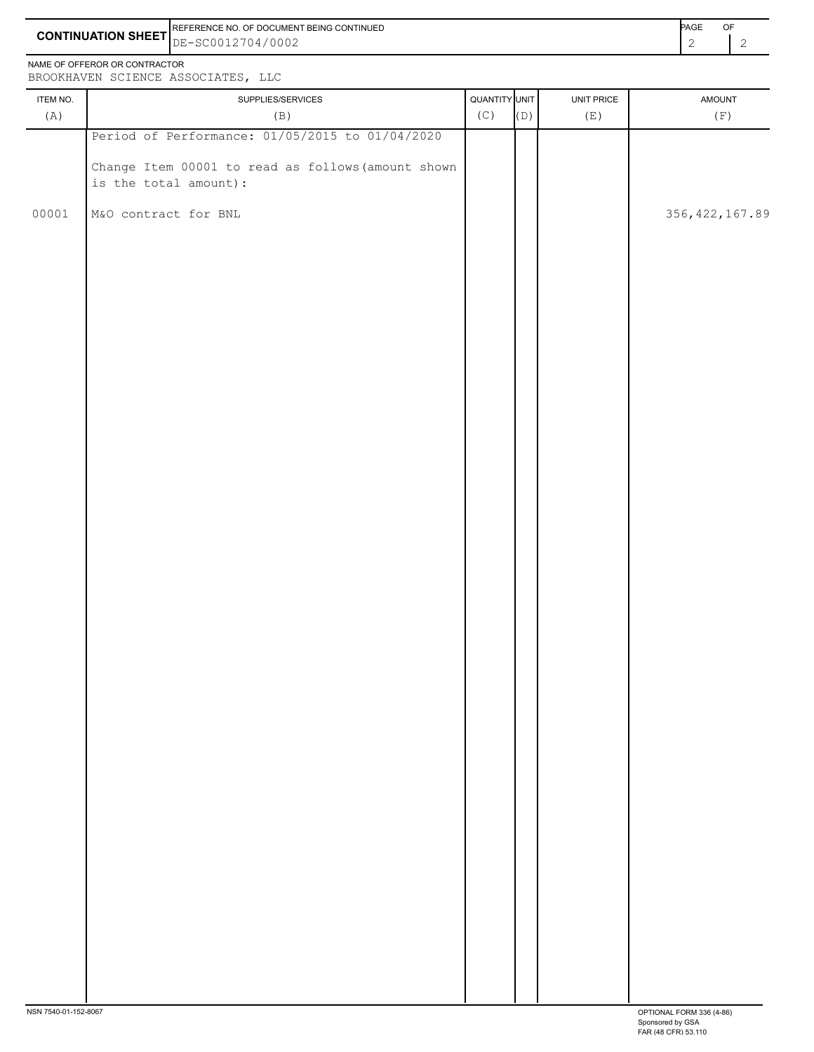**CONTINUATION SHEET**

REFERENCE NO. OF DOCUMENT BEING CONTINUED
DE-SC0012704/0002

NAME OF OFFEROR OR CONTRACTOR
BROOKHAVEN SCIENCE ASSOCIATES, LLC

| ITEM NO. (A) | SUPPLIES/SERVICES (B) | QUANTITY (C) | UNIT (D) | UNIT PRICE (E) | AMOUNT (F) |
| --- | --- | --- | --- | --- | --- |
| | Period of Performance: 01/05/2015 to 01/04/2020 | | | | |
| | Change Item 00001 to read as follows(amount shown is the total amount): | | | | |
| 00001 | M&O contract for BNL | | | | 356,422,167.89 |

NSN 7540-01-152-8067

OPTIONAL FORM 336 (4-86)
Sponsored by GSA
FAR (48 CFR) 53.110